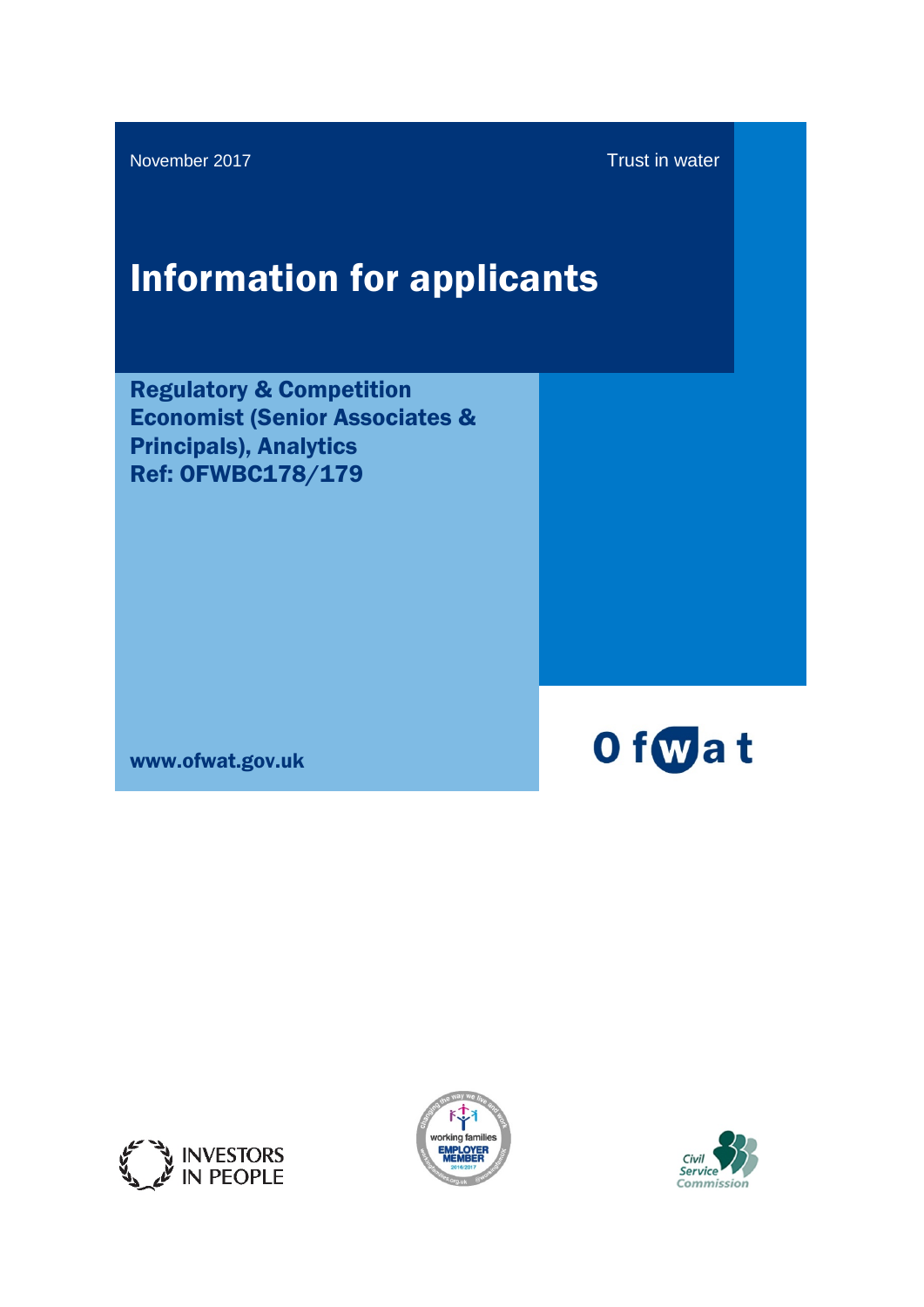November 2017

Trust in water

# Information for applicants

## Regulatory & Competition Economist (Senior Associates & Principals), Analytics
## Ref: OFWBC178/179

www.ofwat.gov.uk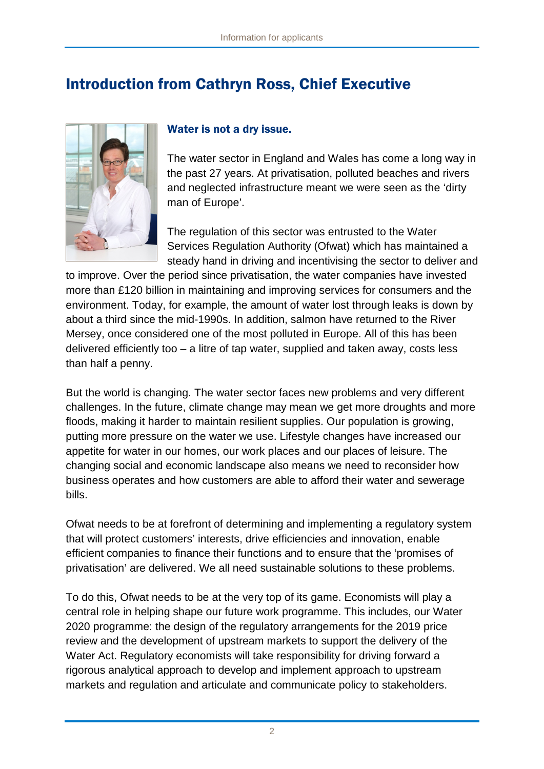## Introduction from Cathryn Ross, Chief Executive

### Water is not a dry issue.

The water sector in England and Wales has come a long way in the past 27 years. At privatisation, polluted beaches and rivers and neglected infrastructure meant we were seen as the 'dirty man of Europe'.

The regulation of this sector was entrusted to the Water Services Regulation Authority (Ofwat) which has maintained a steady hand in driving and incentivising the sector to deliver and to improve. Over the period since privatisation, the water companies have invested more than £120 billion in maintaining and improving services for consumers and the environment. Today, for example, the amount of water lost through leaks is down by about a third since the mid-1990s. In addition, salmon have returned to the River Mersey, once considered one of the most polluted in Europe. All of this has been delivered efficiently too – a litre of tap water, supplied and taken away, costs less than half a penny.

But the world is changing. The water sector faces new problems and very different challenges. In the future, climate change may mean we get more droughts and more floods, making it harder to maintain resilient supplies. Our population is growing, putting more pressure on the water we use. Lifestyle changes have increased our appetite for water in our homes, our work places and our places of leisure. The changing social and economic landscape also means we need to reconsider how business operates and how customers are able to afford their water and sewerage bills.

Ofwat needs to be at forefront of determining and implementing a regulatory system that will protect customers' interests, drive efficiencies and innovation, enable efficient companies to finance their functions and to ensure that the 'promises of privatisation' are delivered. We all need sustainable solutions to these problems.

To do this, Ofwat needs to be at the very top of its game. Economists will play a central role in helping shape our future work programme. This includes, our Water 2020 programme: the design of the regulatory arrangements for the 2019 price review and the development of upstream markets to support the delivery of the Water Act. Regulatory economists will take responsibility for driving forward a rigorous analytical approach to develop and implement approach to upstream markets and regulation and articulate and communicate policy to stakeholders.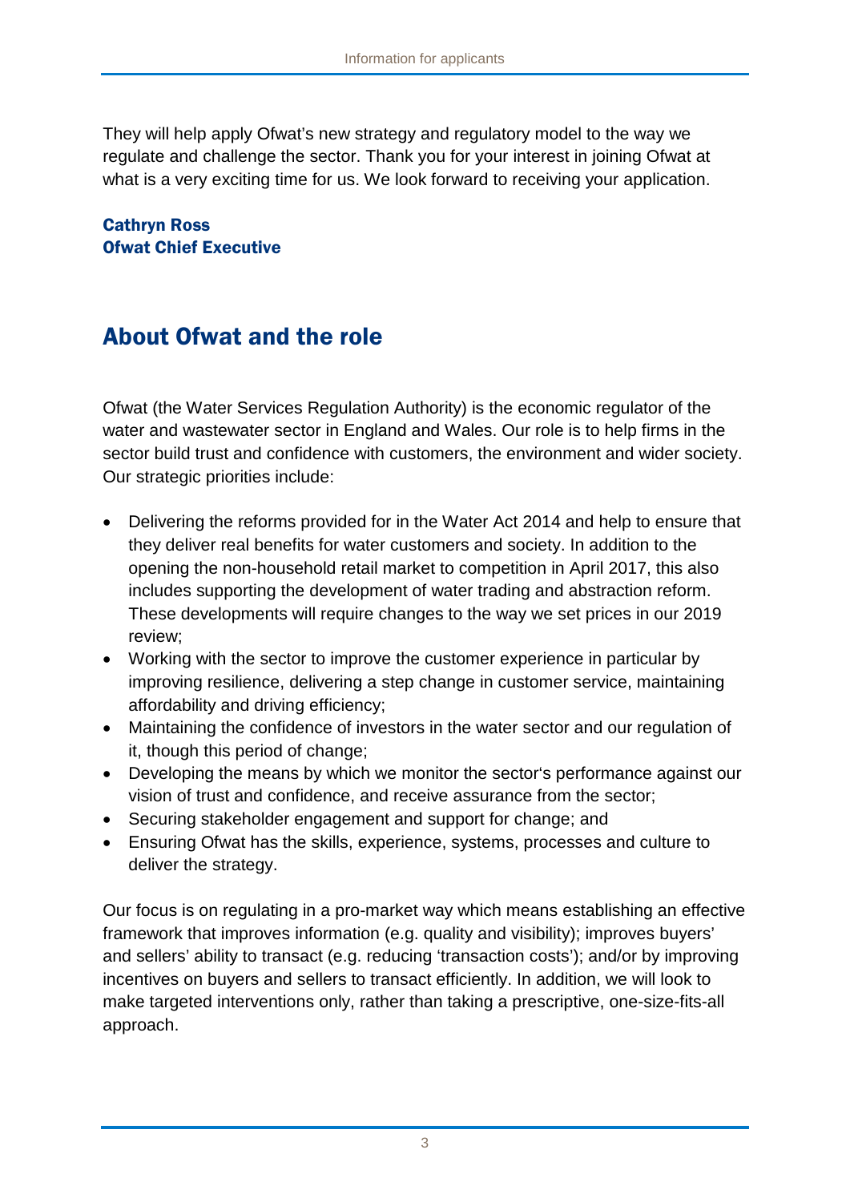They will help apply Ofwat's new strategy and regulatory model to the way we regulate and challenge the sector. Thank you for your interest in joining Ofwat at what is a very exciting time for us. We look forward to receiving your application.

**Cathryn Ross**
**Ofwat Chief Executive**

## About Ofwat and the role

Ofwat (the Water Services Regulation Authority) is the economic regulator of the water and wastewater sector in England and Wales. Our role is to help firms in the sector build trust and confidence with customers, the environment and wider society. Our strategic priorities include:

- Delivering the reforms provided for in the Water Act 2014 and help to ensure that they deliver real benefits for water customers and society. In addition to the opening the non-household retail market to competition in April 2017, this also includes supporting the development of water trading and abstraction reform. These developments will require changes to the way we set prices in our 2019 review;
- Working with the sector to improve the customer experience in particular by improving resilience, delivering a step change in customer service, maintaining affordability and driving efficiency;
- Maintaining the confidence of investors in the water sector and our regulation of it, though this period of change;
- Developing the means by which we monitor the sector's performance against our vision of trust and confidence, and receive assurance from the sector;
- Securing stakeholder engagement and support for change; and
- Ensuring Ofwat has the skills, experience, systems, processes and culture to deliver the strategy.

Our focus is on regulating in a pro-market way which means establishing an effective framework that improves information (e.g. quality and visibility); improves buyers' and sellers' ability to transact (e.g. reducing 'transaction costs'); and/or by improving incentives on buyers and sellers to transact efficiently. In addition, we will look to make targeted interventions only, rather than taking a prescriptive, one-size-fits-all approach.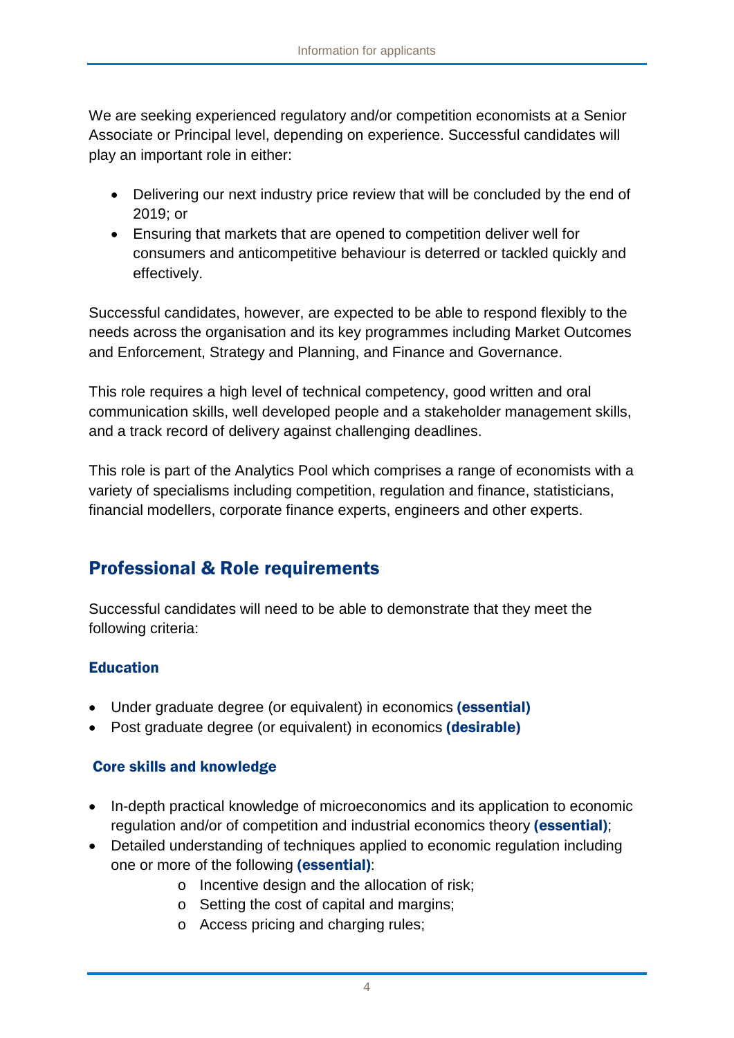We are seeking experienced regulatory and/or competition economists at a Senior Associate or Principal level, depending on experience. Successful candidates will play an important role in either:

- Delivering our next industry price review that will be concluded by the end of 2019; or
- Ensuring that markets that are opened to competition deliver well for consumers and anticompetitive behaviour is deterred or tackled quickly and effectively.

Successful candidates, however, are expected to be able to respond flexibly to the needs across the organisation and its key programmes including Market Outcomes and Enforcement, Strategy and Planning, and Finance and Governance.

This role requires a high level of technical competency, good written and oral communication skills, well developed people and a stakeholder management skills, and a track record of delivery against challenging deadlines.

This role is part of the Analytics Pool which comprises a range of economists with a variety of specialisms including competition, regulation and finance, statisticians, financial modellers, corporate finance experts, engineers and other experts.

## Professional & Role requirements

Successful candidates will need to be able to demonstrate that they meet the following criteria:

### Education

- Under graduate degree (or equivalent) in economics **(essential)**
- Post graduate degree (or equivalent) in economics **(desirable)**

### Core skills and knowledge

- In-depth practical knowledge of microeconomics and its application to economic regulation and/or of competition and industrial economics theory **(essential)**;
- Detailed understanding of techniques applied to economic regulation including one or more of the following **(essential)**:
  - Incentive design and the allocation of risk;
  - Setting the cost of capital and margins;
  - Access pricing and charging rules;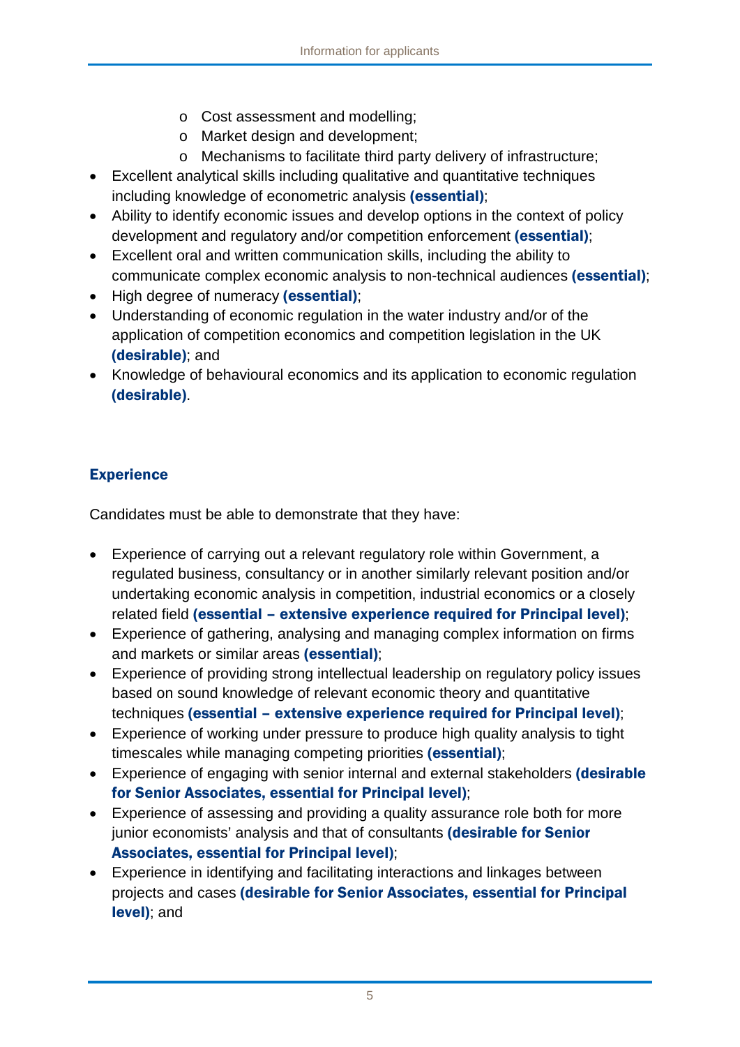- Cost assessment and modelling;
  - Market design and development;
  - Mechanisms to facilitate third party delivery of infrastructure;
- Excellent analytical skills including qualitative and quantitative techniques including knowledge of econometric analysis **(essential)**;
- Ability to identify economic issues and develop options in the context of policy development and regulatory and/or competition enforcement **(essential)**;
- Excellent oral and written communication skills, including the ability to communicate complex economic analysis to non-technical audiences **(essential)**;
- High degree of numeracy **(essential)**;
- Understanding of economic regulation in the water industry and/or of the application of competition economics and competition legislation in the UK **(desirable)**; and
- Knowledge of behavioural economics and its application to economic regulation **(desirable)**.

### Experience

Candidates must be able to demonstrate that they have:

- Experience of carrying out a relevant regulatory role within Government, a regulated business, consultancy or in another similarly relevant position and/or undertaking economic analysis in competition, industrial economics or a closely related field **(essential – extensive experience required for Principal level)**;
- Experience of gathering, analysing and managing complex information on firms and markets or similar areas **(essential)**;
- Experience of providing strong intellectual leadership on regulatory policy issues based on sound knowledge of relevant economic theory and quantitative techniques **(essential – extensive experience required for Principal level)**;
- Experience of working under pressure to produce high quality analysis to tight timescales while managing competing priorities **(essential)**;
- Experience of engaging with senior internal and external stakeholders **(desirable for Senior Associates, essential for Principal level)**;
- Experience of assessing and providing a quality assurance role both for more junior economists' analysis and that of consultants **(desirable for Senior Associates, essential for Principal level)**;
- Experience in identifying and facilitating interactions and linkages between projects and cases **(desirable for Senior Associates, essential for Principal level)**; and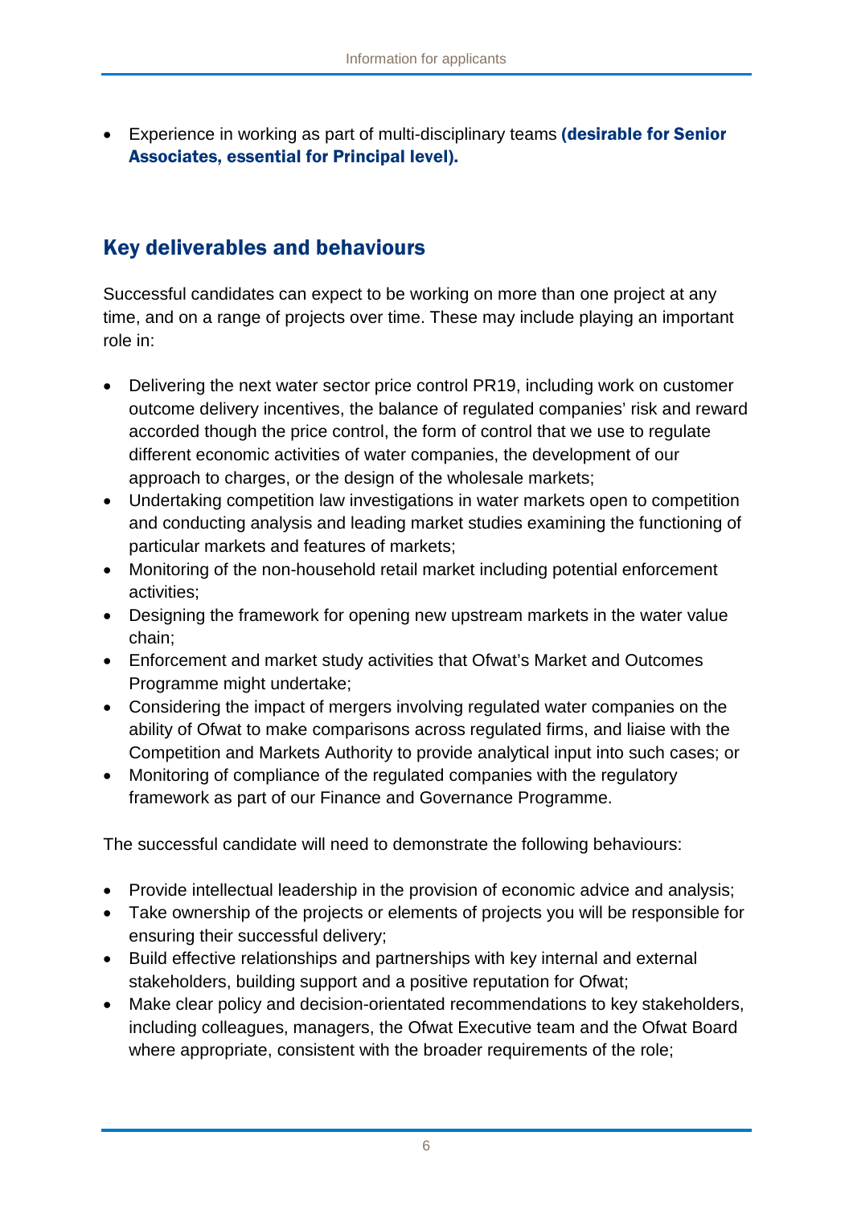- Experience in working as part of multi-disciplinary teams **(desirable for Senior Associates, essential for Principal level).**

## Key deliverables and behaviours

Successful candidates can expect to be working on more than one project at any time, and on a range of projects over time. These may include playing an important role in:

- Delivering the next water sector price control PR19, including work on customer outcome delivery incentives, the balance of regulated companies' risk and reward accorded though the price control, the form of control that we use to regulate different economic activities of water companies, the development of our approach to charges, or the design of the wholesale markets;
- Undertaking competition law investigations in water markets open to competition and conducting analysis and leading market studies examining the functioning of particular markets and features of markets;
- Monitoring of the non-household retail market including potential enforcement activities;
- Designing the framework for opening new upstream markets in the water value chain;
- Enforcement and market study activities that Ofwat's Market and Outcomes Programme might undertake;
- Considering the impact of mergers involving regulated water companies on the ability of Ofwat to make comparisons across regulated firms, and liaise with the Competition and Markets Authority to provide analytical input into such cases; or
- Monitoring of compliance of the regulated companies with the regulatory framework as part of our Finance and Governance Programme.

The successful candidate will need to demonstrate the following behaviours:

- Provide intellectual leadership in the provision of economic advice and analysis;
- Take ownership of the projects or elements of projects you will be responsible for ensuring their successful delivery;
- Build effective relationships and partnerships with key internal and external stakeholders, building support and a positive reputation for Ofwat;
- Make clear policy and decision-orientated recommendations to key stakeholders, including colleagues, managers, the Ofwat Executive team and the Ofwat Board where appropriate, consistent with the broader requirements of the role;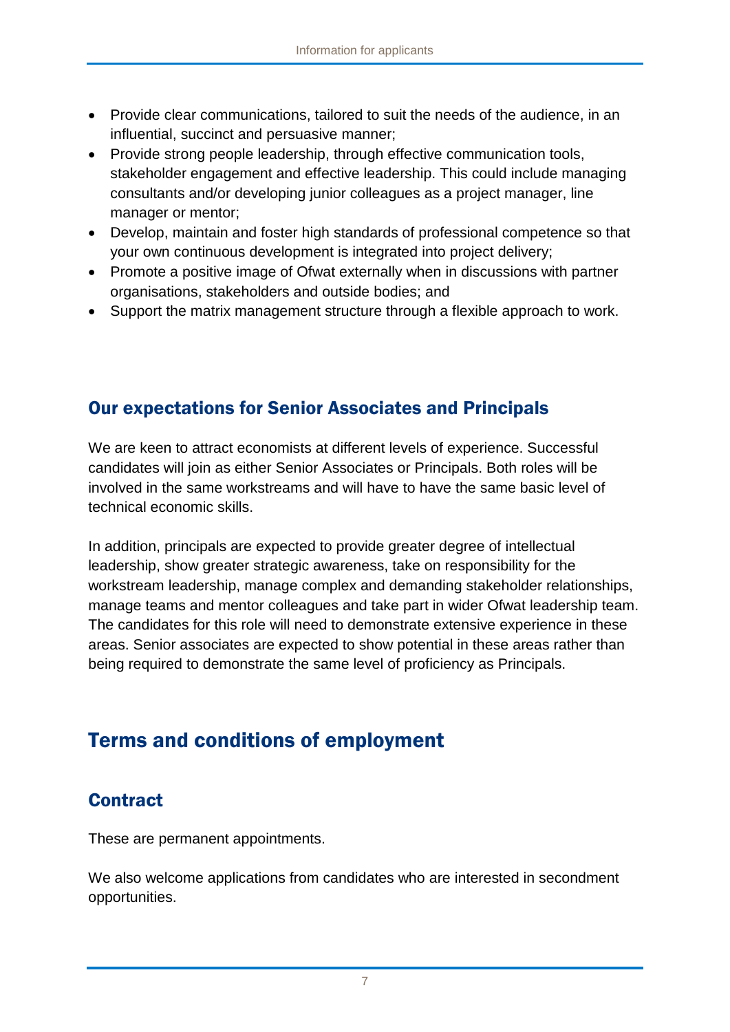- Provide clear communications, tailored to suit the needs of the audience, in an influential, succinct and persuasive manner;
- Provide strong people leadership, through effective communication tools, stakeholder engagement and effective leadership. This could include managing consultants and/or developing junior colleagues as a project manager, line manager or mentor;
- Develop, maintain and foster high standards of professional competence so that your own continuous development is integrated into project delivery;
- Promote a positive image of Ofwat externally when in discussions with partner organisations, stakeholders and outside bodies; and
- Support the matrix management structure through a flexible approach to work.

## Our expectations for Senior Associates and Principals

We are keen to attract economists at different levels of experience. Successful candidates will join as either Senior Associates or Principals. Both roles will be involved in the same workstreams and will have to have the same basic level of technical economic skills.

In addition, principals are expected to provide greater degree of intellectual leadership, show greater strategic awareness, take on responsibility for the workstream leadership, manage complex and demanding stakeholder relationships, manage teams and mentor colleagues and take part in wider Ofwat leadership team. The candidates for this role will need to demonstrate extensive experience in these areas. Senior associates are expected to show potential in these areas rather than being required to demonstrate the same level of proficiency as Principals.

# Terms and conditions of employment

## Contract

These are permanent appointments.

We also welcome applications from candidates who are interested in secondment opportunities.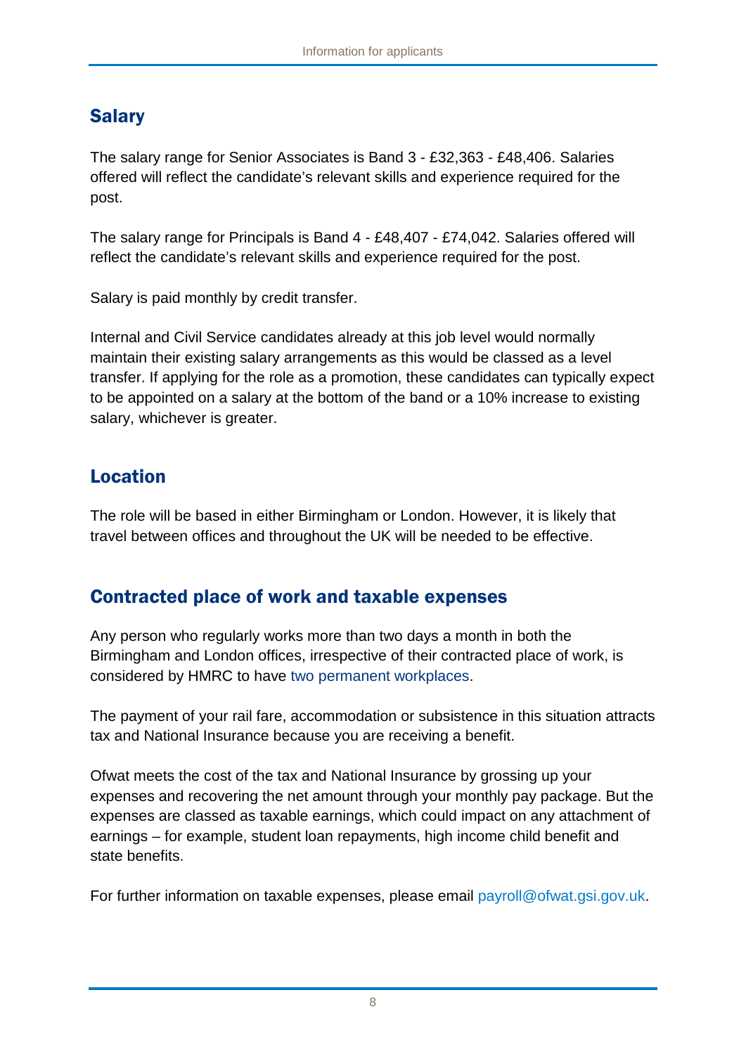## Salary

The salary range for Senior Associates is Band 3 - £32,363 - £48,406. Salaries offered will reflect the candidate's relevant skills and experience required for the post.

The salary range for Principals is Band 4 - £48,407 - £74,042. Salaries offered will reflect the candidate's relevant skills and experience required for the post.

Salary is paid monthly by credit transfer.

Internal and Civil Service candidates already at this job level would normally maintain their existing salary arrangements as this would be classed as a level transfer. If applying for the role as a promotion, these candidates can typically expect to be appointed on a salary at the bottom of the band or a 10% increase to existing salary, whichever is greater.

## Location

The role will be based in either Birmingham or London. However, it is likely that travel between offices and throughout the UK will be needed to be effective.

## Contracted place of work and taxable expenses

Any person who regularly works more than two days a month in both the Birmingham and London offices, irrespective of their contracted place of work, is considered by HMRC to have two permanent workplaces.

The payment of your rail fare, accommodation or subsistence in this situation attracts tax and National Insurance because you are receiving a benefit.

Ofwat meets the cost of the tax and National Insurance by grossing up your expenses and recovering the net amount through your monthly pay package. But the expenses are classed as taxable earnings, which could impact on any attachment of earnings – for example, student loan repayments, high income child benefit and state benefits.

For further information on taxable expenses, please email payroll@ofwat.gsi.gov.uk.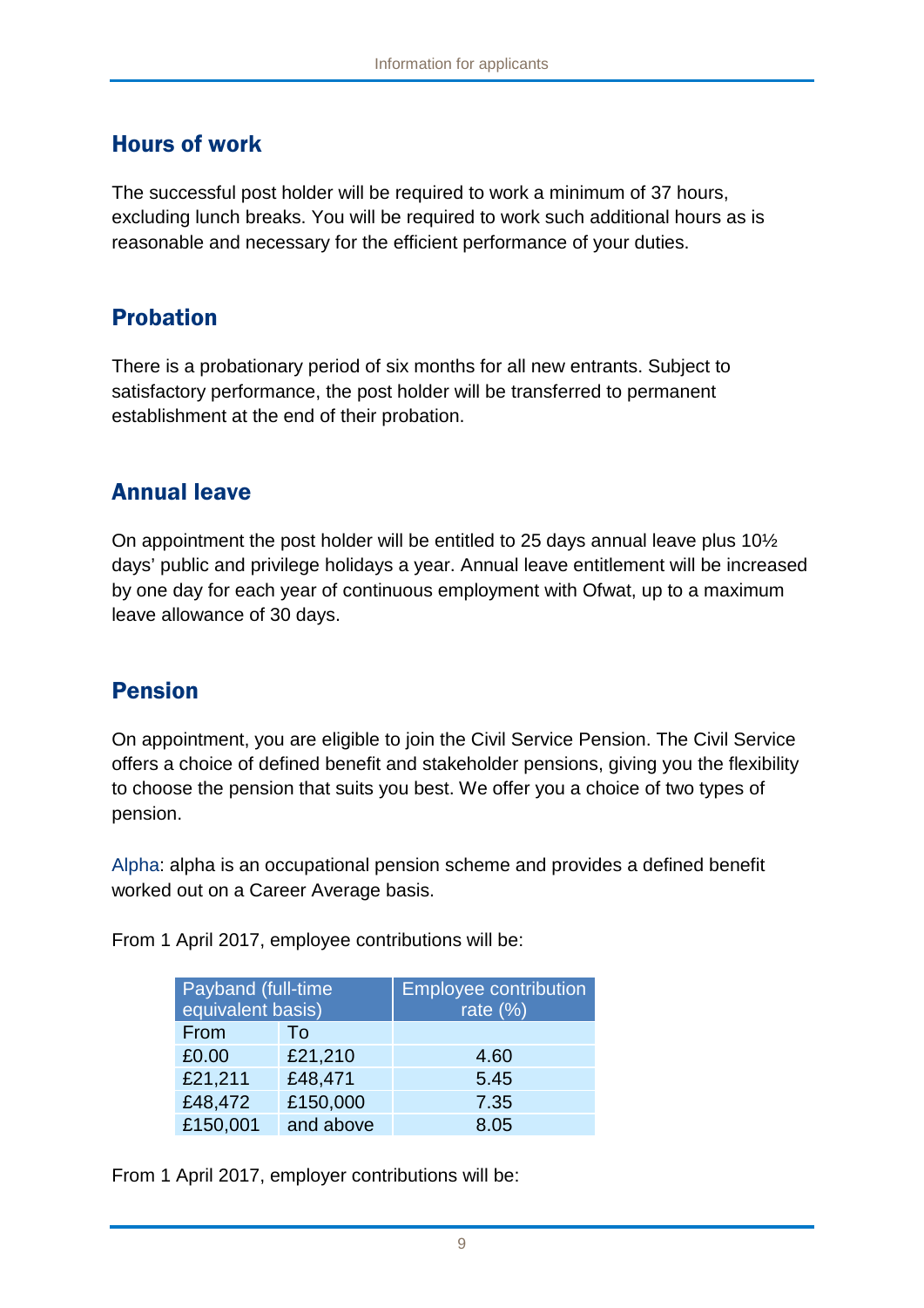## Hours of work

The successful post holder will be required to work a minimum of 37 hours, excluding lunch breaks. You will be required to work such additional hours as is reasonable and necessary for the efficient performance of your duties.

## Probation

There is a probationary period of six months for all new entrants. Subject to satisfactory performance, the post holder will be transferred to permanent establishment at the end of their probation.

## Annual leave

On appointment the post holder will be entitled to 25 days annual leave plus 10½ days' public and privilege holidays a year. Annual leave entitlement will be increased by one day for each year of continuous employment with Ofwat, up to a maximum leave allowance of 30 days.

## Pension

On appointment, you are eligible to join the Civil Service Pension. The Civil Service offers a choice of defined benefit and stakeholder pensions, giving you the flexibility to choose the pension that suits you best. We offer you a choice of two types of pension.

Alpha: alpha is an occupational pension scheme and provides a defined benefit worked out on a Career Average basis.

From 1 April 2017, employee contributions will be:

| Payband (full-time equivalent basis) | | Employee contribution rate (%) |
|---|---|---|
| From | To | |
| £0.00 | £21,210 | 4.60 |
| £21,211 | £48,471 | 5.45 |
| £48,472 | £150,000 | 7.35 |
| £150,001 | and above | 8.05 |

From 1 April 2017, employer contributions will be: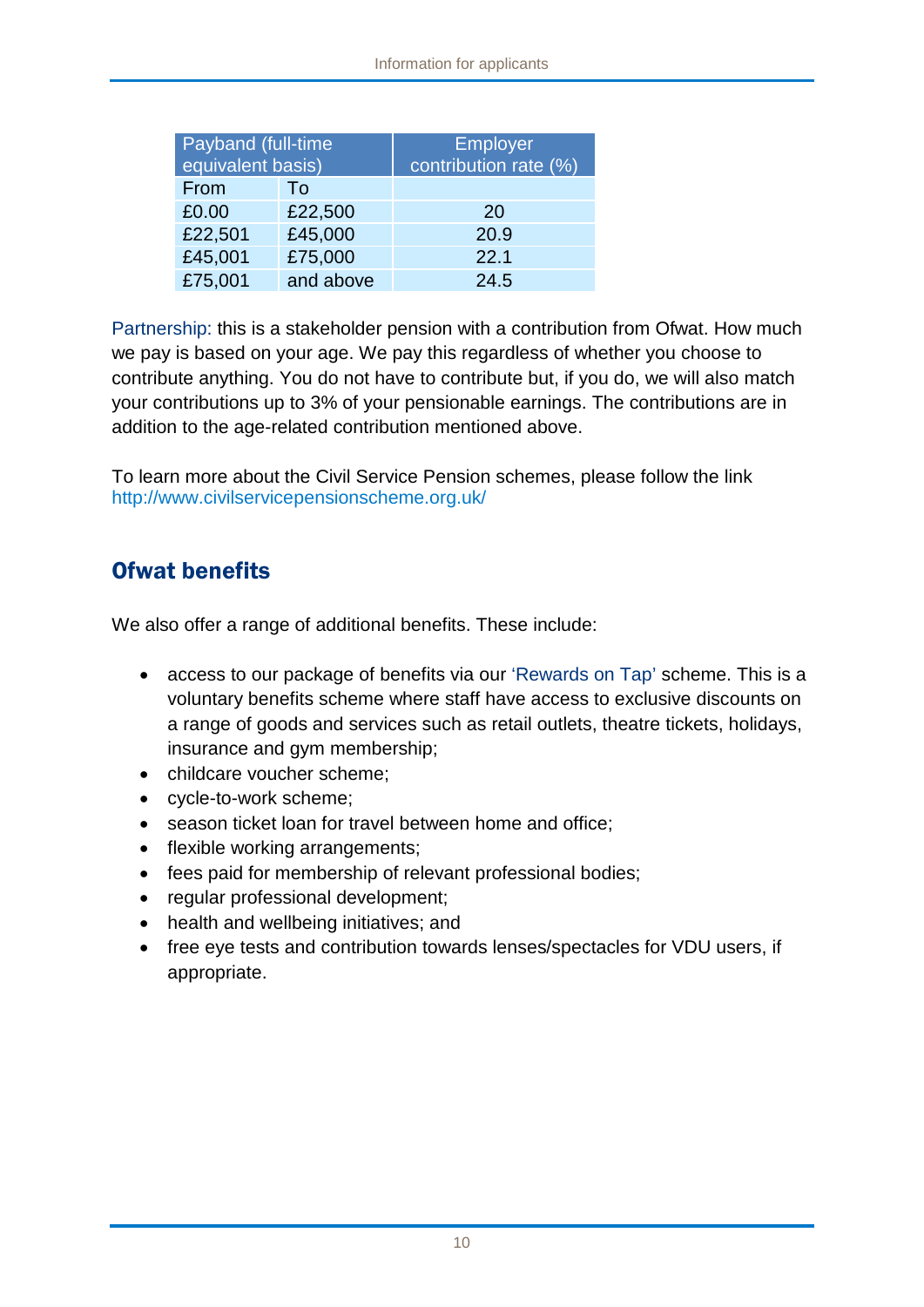| Payband (full-time equivalent basis) | | Employer contribution rate (%) |
|---|---|---|
| From | To | |
| £0.00 | £22,500 | 20 |
| £22,501 | £45,000 | 20.9 |
| £45,001 | £75,000 | 22.1 |
| £75,001 | and above | 24.5 |

Partnership: this is a stakeholder pension with a contribution from Ofwat. How much we pay is based on your age. We pay this regardless of whether you choose to contribute anything. You do not have to contribute but, if you do, we will also match your contributions up to 3% of your pensionable earnings. The contributions are in addition to the age-related contribution mentioned above.

To learn more about the Civil Service Pension schemes, please follow the link http://www.civilservicepensionscheme.org.uk/

## Ofwat benefits

We also offer a range of additional benefits. These include:

- access to our package of benefits via our 'Rewards on Tap' scheme. This is a voluntary benefits scheme where staff have access to exclusive discounts on a range of goods and services such as retail outlets, theatre tickets, holidays, insurance and gym membership;
- childcare voucher scheme;
- cycle-to-work scheme;
- season ticket loan for travel between home and office;
- flexible working arrangements;
- fees paid for membership of relevant professional bodies;
- regular professional development;
- health and wellbeing initiatives; and
- free eye tests and contribution towards lenses/spectacles for VDU users, if appropriate.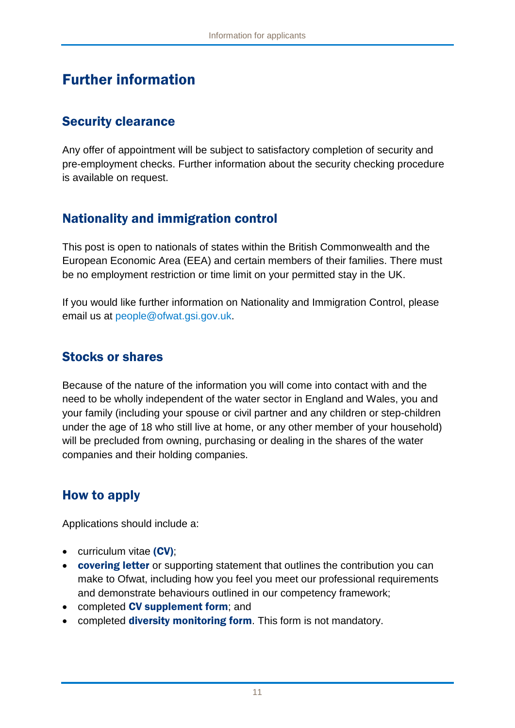# Further information

## Security clearance

Any offer of appointment will be subject to satisfactory completion of security and pre-employment checks. Further information about the security checking procedure is available on request.

## Nationality and immigration control

This post is open to nationals of states within the British Commonwealth and the European Economic Area (EEA) and certain members of their families. There must be no employment restriction or time limit on your permitted stay in the UK.

If you would like further information on Nationality and Immigration Control, please email us at people@ofwat.gsi.gov.uk.

## Stocks or shares

Because of the nature of the information you will come into contact with and the need to be wholly independent of the water sector in England and Wales, you and your family (including your spouse or civil partner and any children or step-children under the age of 18 who still live at home, or any other member of your household) will be precluded from owning, purchasing or dealing in the shares of the water companies and their holding companies.

## How to apply

Applications should include a:

- curriculum vitae **(CV)**;
- **covering letter** or supporting statement that outlines the contribution you can make to Ofwat, including how you feel you meet our professional requirements and demonstrate behaviours outlined in our competency framework;
- completed **CV supplement form**; and
- completed **diversity monitoring form**. This form is not mandatory.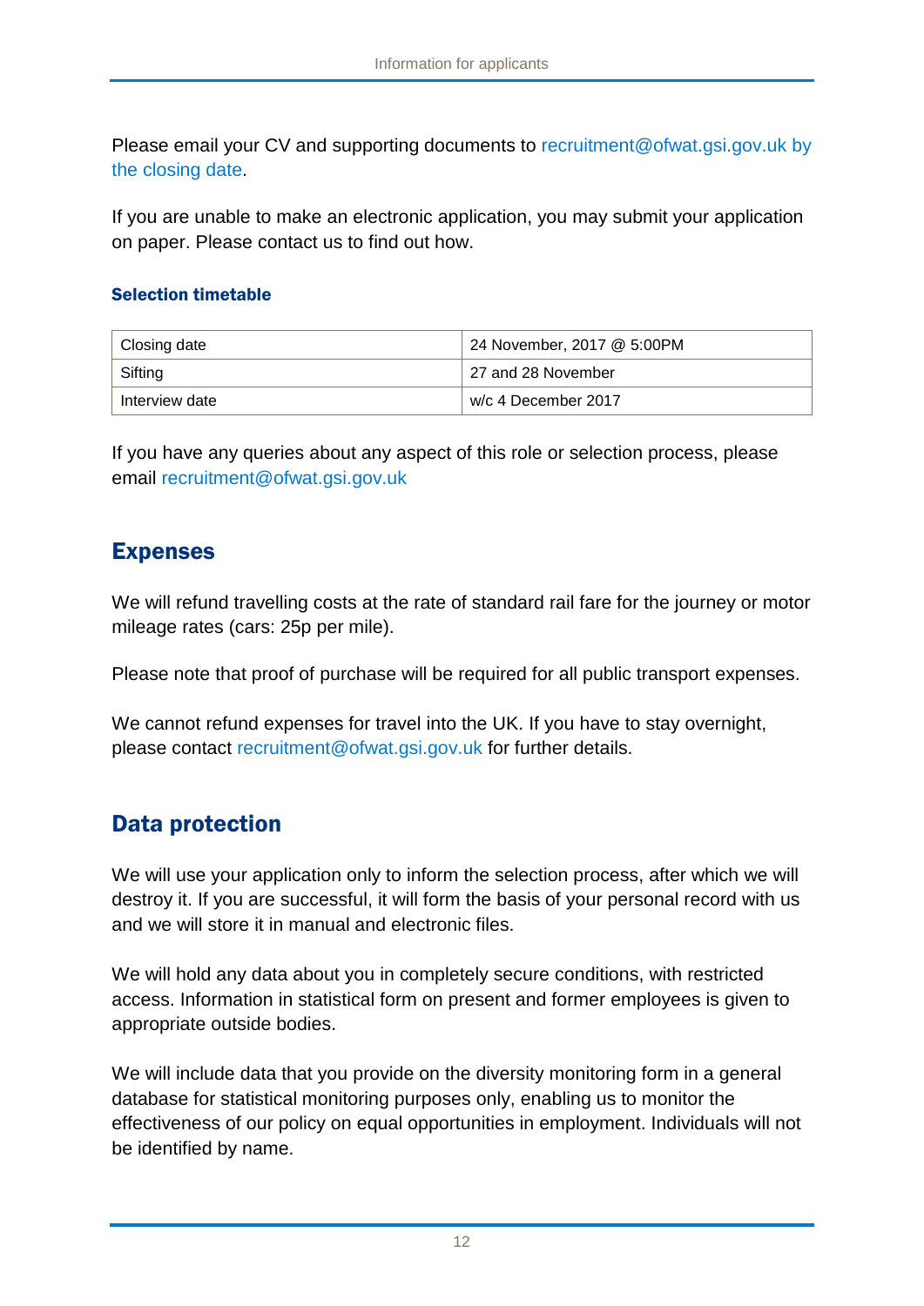Please email your CV and supporting documents to recruitment@ofwat.gsi.gov.uk by the closing date.

If you are unable to make an electronic application, you may submit your application on paper. Please contact us to find out how.

### Selection timetable

| Closing date | 24 November, 2017 @ 5:00PM |
|---|---|
| Sifting | 27 and 28 November |
| Interview date | w/c 4 December 2017 |

If you have any queries about any aspect of this role or selection process, please email recruitment@ofwat.gsi.gov.uk

## Expenses

We will refund travelling costs at the rate of standard rail fare for the journey or motor mileage rates (cars: 25p per mile).

Please note that proof of purchase will be required for all public transport expenses.

We cannot refund expenses for travel into the UK. If you have to stay overnight, please contact recruitment@ofwat.gsi.gov.uk for further details.

## Data protection

We will use your application only to inform the selection process, after which we will destroy it. If you are successful, it will form the basis of your personal record with us and we will store it in manual and electronic files.

We will hold any data about you in completely secure conditions, with restricted access. Information in statistical form on present and former employees is given to appropriate outside bodies.

We will include data that you provide on the diversity monitoring form in a general database for statistical monitoring purposes only, enabling us to monitor the effectiveness of our policy on equal opportunities in employment. Individuals will not be identified by name.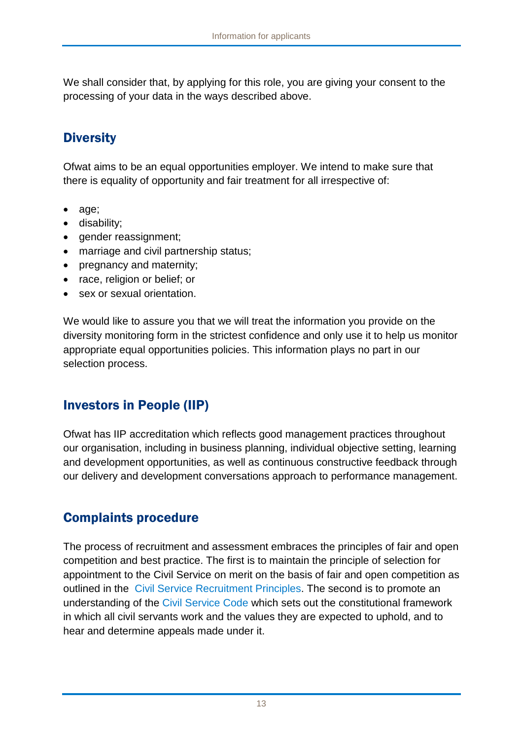We shall consider that, by applying for this role, you are giving your consent to the processing of your data in the ways described above.

## Diversity

Ofwat aims to be an equal opportunities employer. We intend to make sure that there is equality of opportunity and fair treatment for all irrespective of:

- age;
- disability;
- gender reassignment;
- marriage and civil partnership status;
- pregnancy and maternity;
- race, religion or belief; or
- sex or sexual orientation.

We would like to assure you that we will treat the information you provide on the diversity monitoring form in the strictest confidence and only use it to help us monitor appropriate equal opportunities policies. This information plays no part in our selection process.

## Investors in People (IIP)

Ofwat has IIP accreditation which reflects good management practices throughout our organisation, including in business planning, individual objective setting, learning and development opportunities, as well as continuous constructive feedback through our delivery and development conversations approach to performance management.

## Complaints procedure

The process of recruitment and assessment embraces the principles of fair and open competition and best practice. The first is to maintain the principle of selection for appointment to the Civil Service on merit on the basis of fair and open competition as outlined in the Civil Service Recruitment Principles. The second is to promote an understanding of the Civil Service Code which sets out the constitutional framework in which all civil servants work and the values they are expected to uphold, and to hear and determine appeals made under it.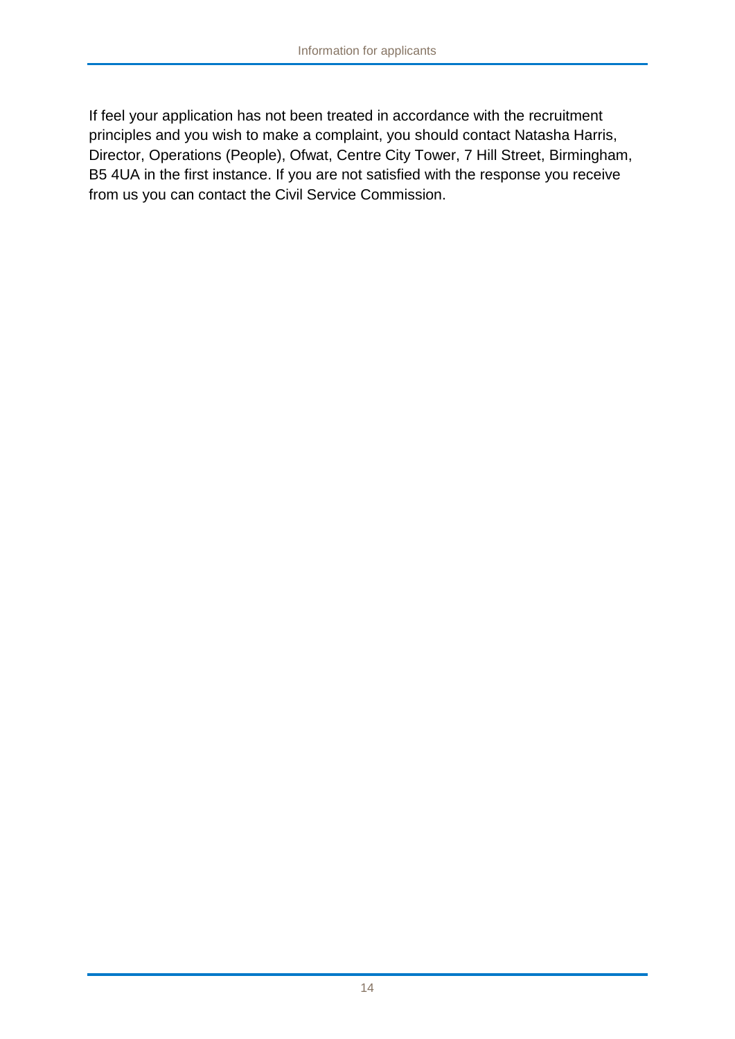If feel your application has not been treated in accordance with the recruitment principles and you wish to make a complaint, you should contact Natasha Harris, Director, Operations (People), Ofwat, Centre City Tower, 7 Hill Street, Birmingham, B5 4UA in the first instance. If you are not satisfied with the response you receive from us you can contact the Civil Service Commission.